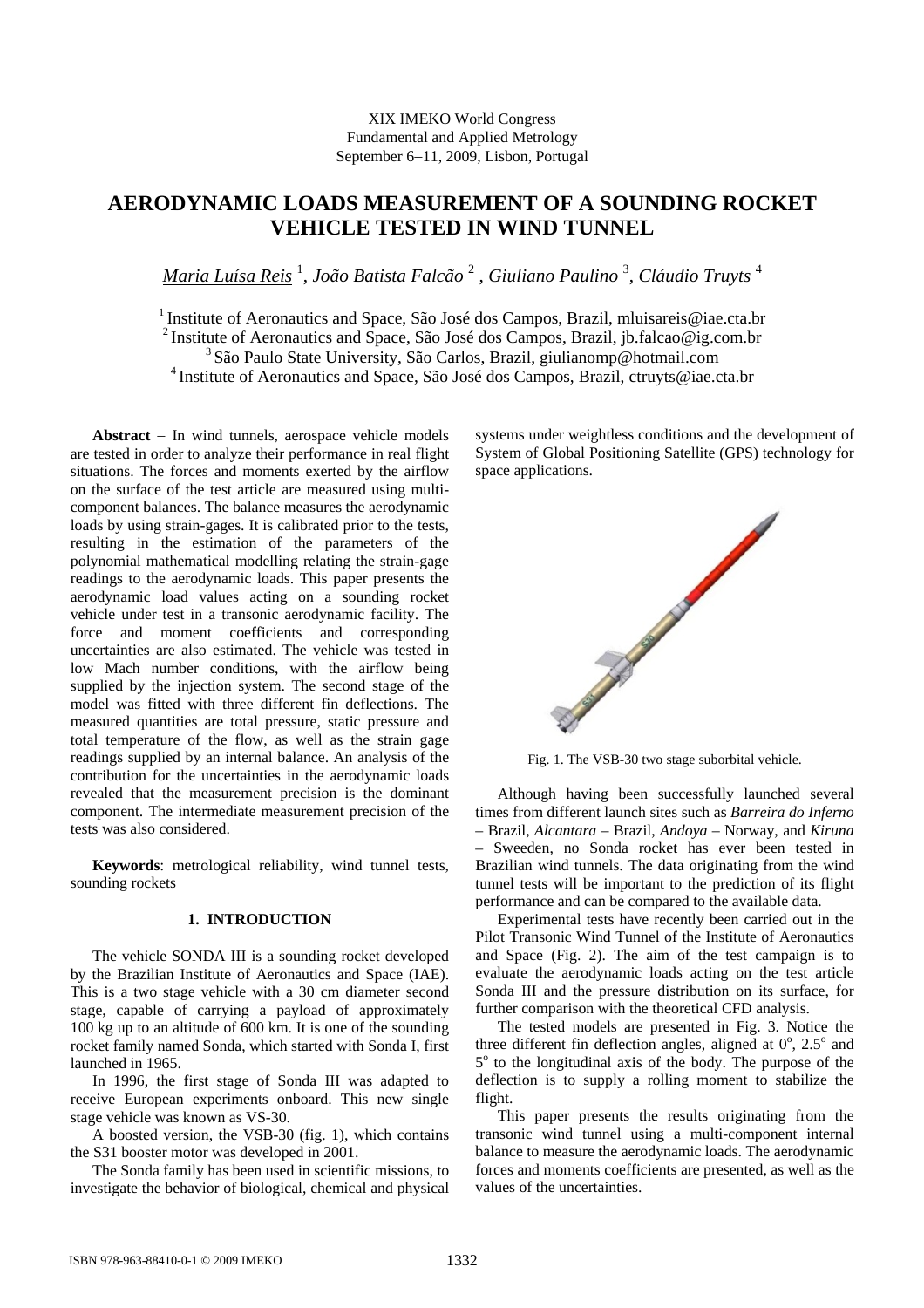XIX IMEKO World Congress
Fundamental and Applied Metrology
September 6−11, 2009, Lisbon, Portugal

# AERODYNAMIC LOADS MEASUREMENT OF A SOUNDING ROCKET VEHICLE TESTED IN WIND TUNNEL

*Maria Luísa Reis* [1], *João Batista Falcão* [2] , *Giuliano Paulino* [3], *Cláudio Truyts* [4]

[1] Institute of Aeronautics and Space, São José dos Campos, Brazil, mluisareis@iae.cta.br
[2] Institute of Aeronautics and Space, São José dos Campos, Brazil, jb.falcao@ig.com.br
[3] São Paulo State University, São Carlos, Brazil, giulianomp@hotmail.com
[4] Institute of Aeronautics and Space, São José dos Campos, Brazil, ctruyts@iae.cta.br

**Abstract** − In wind tunnels, aerospace vehicle models are tested in order to analyze their performance in real flight situations. The forces and moments exerted by the airflow on the surface of the test article are measured using multi-component balances. The balance measures the aerodynamic loads by using strain-gages. It is calibrated prior to the tests, resulting in the estimation of the parameters of the polynomial mathematical modelling relating the strain-gage readings to the aerodynamic loads. This paper presents the aerodynamic load values acting on a sounding rocket vehicle under test in a transonic aerodynamic facility. The force and moment coefficients and corresponding uncertainties are also estimated. The vehicle was tested in low Mach number conditions, with the airflow being supplied by the injection system. The second stage of the model was fitted with three different fin deflections. The measured quantities are total pressure, static pressure and total temperature of the flow, as well as the strain gage readings supplied by an internal balance. An analysis of the contribution for the uncertainties in the aerodynamic loads revealed that the measurement precision is the dominant component. The intermediate measurement precision of the tests was also considered.

**Keywords**: metrological reliability, wind tunnel tests, sounding rockets

## 1. INTRODUCTION

The vehicle SONDA III is a sounding rocket developed by the Brazilian Institute of Aeronautics and Space (IAE). This is a two stage vehicle with a 30 cm diameter second stage, capable of carrying a payload of approximately 100 kg up to an altitude of 600 km. It is one of the sounding rocket family named Sonda, which started with Sonda I, first launched in 1965.

In 1996, the first stage of Sonda III was adapted to receive European experiments onboard. This new single stage vehicle was known as VS-30.

A boosted version, the VSB-30 (fig. 1), which contains the S31 booster motor was developed in 2001.

The Sonda family has been used in scientific missions, to investigate the behavior of biological, chemical and physical systems under weightless conditions and the development of System of Global Positioning Satellite (GPS) technology for space applications.

Fig. 1. The VSB-30 two stage suborbital vehicle.

Although having been successfully launched several times from different launch sites such as *Barreira do Inferno* – Brazil, *Alcantara* – Brazil, *Andoya* – Norway, and *Kiruna* – Sweeden, no Sonda rocket has ever been tested in Brazilian wind tunnels. The data originating from the wind tunnel tests will be important to the prediction of its flight performance and can be compared to the available data.

Experimental tests have recently been carried out in the Pilot Transonic Wind Tunnel of the Institute of Aeronautics and Space (Fig. 2). The aim of the test campaign is to evaluate the aerodynamic loads acting on the test article Sonda III and the pressure distribution on its surface, for further comparison with the theoretical CFD analysis.

The tested models are presented in Fig. 3. Notice the three different fin deflection angles, aligned at $0^o$, $2.5^o$ and $5^o$ to the longitudinal axis of the body. The purpose of the deflection is to supply a rolling moment to stabilize the flight.

This paper presents the results originating from the transonic wind tunnel using a multi-component internal balance to measure the aerodynamic loads. The aerodynamic forces and moments coefficients are presented, as well as the values of the uncertainties.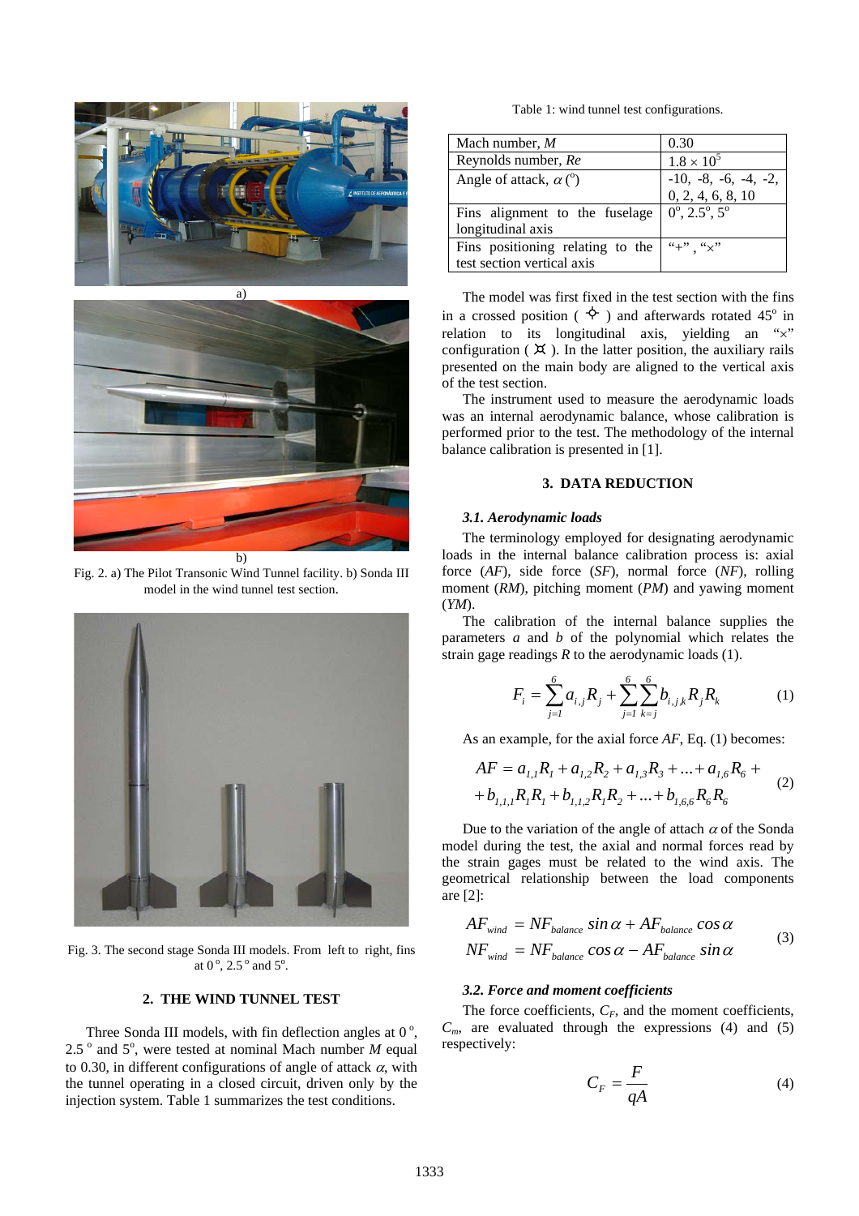Fig. 2. a) The Pilot Transonic Wind Tunnel facility. b) Sonda III model in the wind tunnel test section.

Fig. 3. The second stage Sonda III models. From left to right, fins at 0°, 2.5° and 5°.

## 2. THE WIND TUNNEL TEST

Three Sonda III models, with fin deflection angles at 0°, 2.5° and 5°, were tested at nominal Mach number $M$ equal to 0.30, in different configurations of angle of attack $\alpha$, with the tunnel operating in a closed circuit, driven only by the injection system. Table 1 summarizes the test conditions.

Table 1: wind tunnel test configurations.

| | |
|---|---|
| Mach number, $M$ | 0.30 |
| Reynolds number, $Re$ | $1.8 \times 10^5$ |
| Angle of attack, $\alpha$ (°) | -10, -8, -6, -4, -2, 0, 2, 4, 6, 8, 10 |
| Fins alignment to the fuselage longitudinal axis | 0°, 2.5°, 5° |
| Fins positioning relating to the test section vertical axis | "+" , "×" |

The model was first fixed in the test section with the fins in a crossed position ( ✥ ) and afterwards rotated 45° in relation to its longitudinal axis, yielding an "×" configuration ( ⌘ ). In the latter position, the auxiliary rails presented on the main body are aligned to the vertical axis of the test section.

The instrument used to measure the aerodynamic loads was an internal aerodynamic balance, whose calibration is performed prior to the test. The methodology of the internal balance calibration is presented in [1].

## 3. DATA REDUCTION

### 3.1. Aerodynamic loads

The terminology employed for designating aerodynamic loads in the internal balance calibration process is: axial force (*AF*), side force (*SF*), normal force (*NF*), rolling moment (*RM*), pitching moment (*PM*) and yawing moment (*YM*).

The calibration of the internal balance supplies the parameters $a$ and $b$ of the polynomial which relates the strain gage readings $R$ to the aerodynamic loads (1).

$$F_i = \sum_{j=1}^{6} a_{i,j} R_j + \sum_{j=1}^{6} \sum_{k=j}^{6} b_{i,j,k} R_j R_k \tag{1}$$

As an example, for the axial force $AF$, Eq. (1) becomes:

$$\begin{aligned} AF &= a_{1,1}R_1 + a_{1,2}R_2 + a_{1,3}R_3 + \ldots + a_{1,6}R_6 + \\ &+ b_{1,1,1}R_1R_1 + b_{1,1,2}R_1R_2 + \ldots + b_{1,6,6}R_6R_6 \end{aligned} \tag{2}$$

Due to the variation of the angle of attach $\alpha$ of the Sonda model during the test, the axial and normal forces read by the strain gages must be related to the wind axis. The geometrical relationship between the load components are [2]:

$$\begin{aligned} AF_{wind} &= NF_{balance} \sin\alpha + AF_{balance} \cos\alpha \\ NF_{wind} &= NF_{balance} \cos\alpha - AF_{balance} \sin\alpha \end{aligned} \tag{3}$$

### 3.2. Force and moment coefficients

The force coefficients, $C_F$, and the moment coefficients, $C_m$, are evaluated through the expressions (4) and (5) respectively:

$$C_F = \frac{F}{qA} \tag{4}$$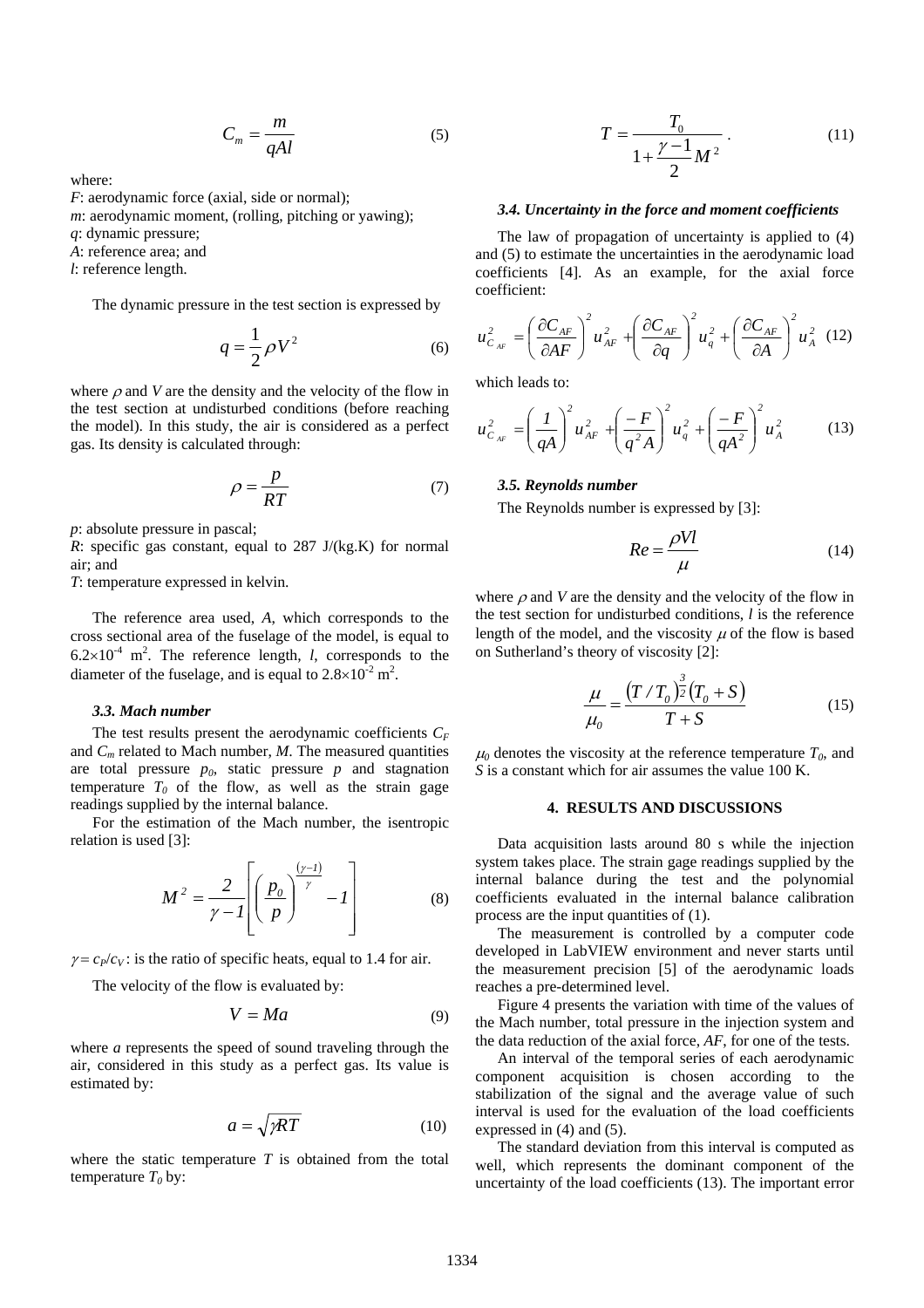$$C_m = \frac{m}{qAl} \qquad (5)$$

where:

$F$: aerodynamic force (axial, side or normal);
$m$: aerodynamic moment, (rolling, pitching or yawing);
$q$: dynamic pressure;
$A$: reference area; and
$l$: reference length.

The dynamic pressure in the test section is expressed by

$$q = \frac{1}{2}\rho V^2 \qquad (6)$$

where $\rho$ and $V$ are the density and the velocity of the flow in the test section at undisturbed conditions (before reaching the model). In this study, the air is considered as a perfect gas. Its density is calculated through:

$$\rho = \frac{p}{RT} \qquad (7)$$

$p$: absolute pressure in pascal;
$R$: specific gas constant, equal to 287 J/(kg.K) for normal air; and
$T$: temperature expressed in kelvin.

The reference area used, $A$, which corresponds to the cross sectional area of the fuselage of the model, is equal to $6.2\times10^{-4}$ m$^2$. The reference length, $l$, corresponds to the diameter of the fuselage, and is equal to $2.8\times10^{-2}$ m$^2$.

### *3.3. Mach number*

The test results present the aerodynamic coefficients $C_F$ and $C_m$ related to Mach number, $M$. The measured quantities are total pressure $p_0$, static pressure $p$ and stagnation temperature $T_0$ of the flow, as well as the strain gage readings supplied by the internal balance.

For the estimation of the Mach number, the isentropic relation is used [3]:

$$M^2 = \frac{2}{\gamma - 1}\left[\left(\frac{p_0}{p}\right)^{\frac{(\gamma-1)}{\gamma}} - 1\right] \qquad (8)$$

$\gamma = c_P/c_V$: is the ratio of specific heats, equal to 1.4 for air.

The velocity of the flow is evaluated by:

$$V = Ma \qquad (9)$$

where $a$ represents the speed of sound traveling through the air, considered in this study as a perfect gas. Its value is estimated by:

$$a = \sqrt{\gamma RT} \qquad (10)$$

where the static temperature $T$ is obtained from the total temperature $T_0$ by:

$$T = \frac{T_0}{1 + \frac{\gamma - 1}{2}M^2}. \qquad (11)$$

### *3.4. Uncertainty in the force and moment coefficients*

The law of propagation of uncertainty is applied to (4) and (5) to estimate the uncertainties in the aerodynamic load coefficients [4]. As an example, for the axial force coefficient:

$$u^2_{C_{AF}} = \left(\frac{\partial C_{AF}}{\partial AF}\right)^2 u^2_{AF} + \left(\frac{\partial C_{AF}}{\partial q}\right)^2 u^2_q + \left(\frac{\partial C_{AF}}{\partial A}\right)^2 u^2_A \qquad (12)$$

which leads to:

$$u^2_{C_{AF}} = \left(\frac{1}{qA}\right)^2 u^2_{AF} + \left(\frac{-F}{q^2 A}\right)^2 u^2_q + \left(\frac{-F}{qA^2}\right)^2 u^2_A \qquad (13)$$

### *3.5. Reynolds number*

The Reynolds number is expressed by [3]:

$$Re = \frac{\rho V l}{\mu} \qquad (14)$$

where $\rho$ and $V$ are the density and the velocity of the flow in the test section for undisturbed conditions, $l$ is the reference length of the model, and the viscosity $\mu$ of the flow is based on Sutherland's theory of viscosity [2]:

$$\frac{\mu}{\mu_0} = \frac{(T/T_0)^{\frac{3}{2}}(T_0 + S)}{T + S} \qquad (15)$$

$\mu_0$ denotes the viscosity at the reference temperature $T_0$, and $S$ is a constant which for air assumes the value 100 K.

## 4. RESULTS AND DISCUSSIONS

Data acquisition lasts around 80 s while the injection system takes place. The strain gage readings supplied by the internal balance during the test and the polynomial coefficients evaluated in the internal balance calibration process are the input quantities of (1).

The measurement is controlled by a computer code developed in LabVIEW environment and never starts until the measurement precision [5] of the aerodynamic loads reaches a pre-determined level.

Figure 4 presents the variation with time of the values of the Mach number, total pressure in the injection system and the data reduction of the axial force, $AF$, for one of the tests.

An interval of the temporal series of each aerodynamic component acquisition is chosen according to the stabilization of the signal and the average value of such interval is used for the evaluation of the load coefficients expressed in (4) and (5).

The standard deviation from this interval is computed as well, which represents the dominant component of the uncertainty of the load coefficients (13). The important error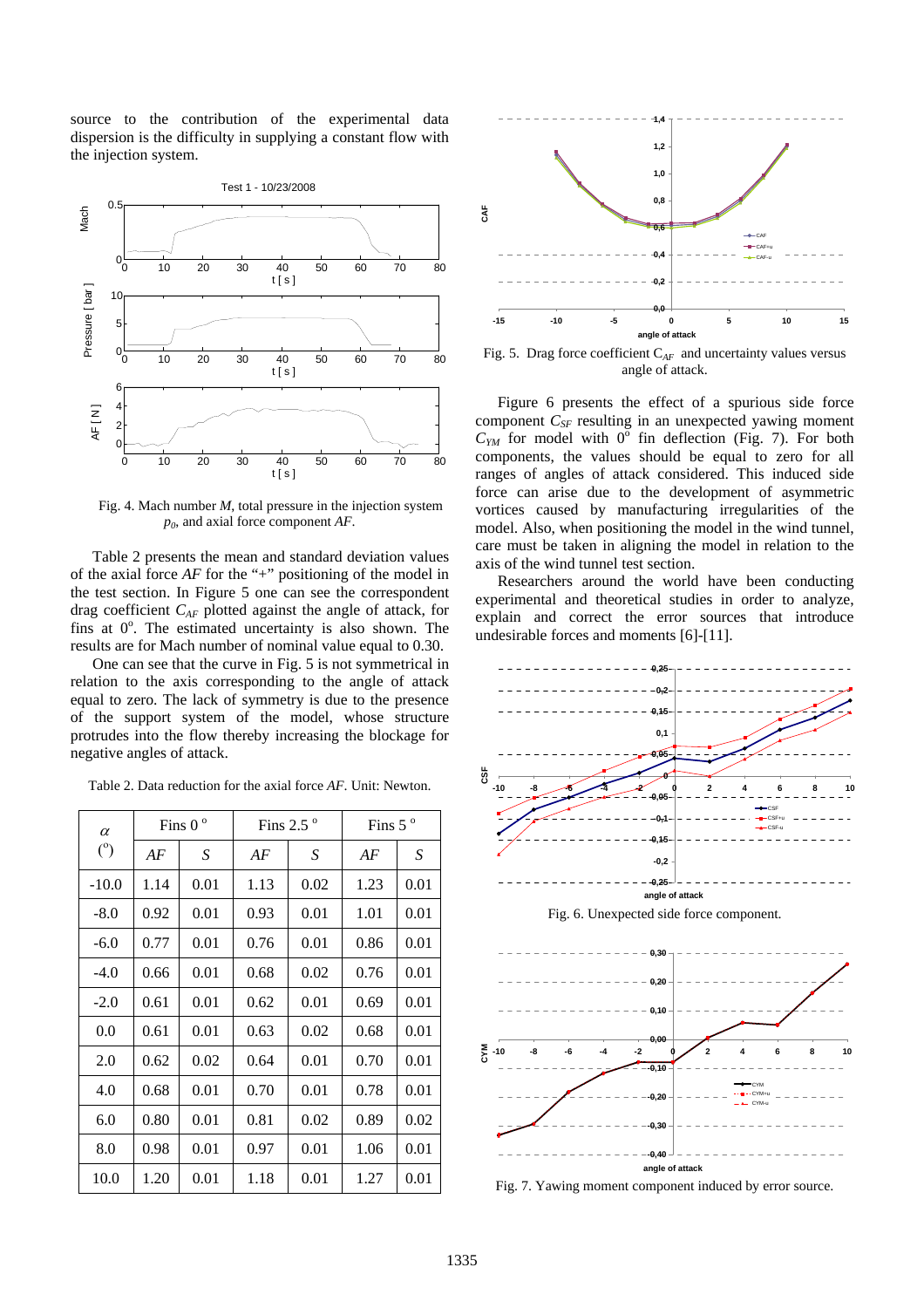source to the contribution of the experimental data dispersion is the difficulty in supplying a constant flow with the injection system.

Fig. 4. Mach number $M$, total pressure in the injection system $p_0$, and axial force component $AF$.

Table 2 presents the mean and standard deviation values of the axial force $AF$ for the "+" positioning of the model in the test section. In Figure 5 one can see the correspondent drag coefficient $C_{AF}$ plotted against the angle of attack, for fins at $0^o$. The estimated uncertainty is also shown. The results are for Mach number of nominal value equal to 0.30.

One can see that the curve in Fig. 5 is not symmetrical in relation to the axis corresponding to the angle of attack equal to zero. The lack of symmetry is due to the presence of the support system of the model, whose structure protrudes into the flow thereby increasing the blockage for negative angles of attack.

Table 2. Data reduction for the axial force $AF$. Unit: Newton.

| $\alpha$ ($^o$) | Fins 0 $^o$ | | Fins 2.5 $^o$ | | Fins 5 $^o$ | |
|---|---|---|---|---|---|---|
| | $AF$ | $S$ | $AF$ | $S$ | $AF$ | $S$ |
| -10.0 | 1.14 | 0.01 | 1.13 | 0.02 | 1.23 | 0.01 |
| -8.0 | 0.92 | 0.01 | 0.93 | 0.01 | 1.01 | 0.01 |
| -6.0 | 0.77 | 0.01 | 0.76 | 0.01 | 0.86 | 0.01 |
| -4.0 | 0.66 | 0.01 | 0.68 | 0.02 | 0.76 | 0.01 |
| -2.0 | 0.61 | 0.01 | 0.62 | 0.01 | 0.69 | 0.01 |
| 0.0 | 0.61 | 0.01 | 0.63 | 0.02 | 0.68 | 0.01 |
| 2.0 | 0.62 | 0.02 | 0.64 | 0.01 | 0.70 | 0.01 |
| 4.0 | 0.68 | 0.01 | 0.70 | 0.01 | 0.78 | 0.01 |
| 6.0 | 0.80 | 0.01 | 0.81 | 0.02 | 0.89 | 0.02 |
| 8.0 | 0.98 | 0.01 | 0.97 | 0.01 | 1.06 | 0.01 |
| 10.0 | 1.20 | 0.01 | 1.18 | 0.01 | 1.27 | 0.01 |

Fig. 5. Drag force coefficient $C_{AF}$ and uncertainty values versus angle of attack.

Figure 6 presents the effect of a spurious side force component $C_{SF}$ resulting in an unexpected yawing moment $C_{YM}$ for model with $0^o$ fin deflection (Fig. 7). For both components, the values should be equal to zero for all ranges of angles of attack considered. This induced side force can arise due to the development of asymmetric vortices caused by manufacturing irregularities of the model. Also, when positioning the model in the wind tunnel, care must be taken in aligning the model in relation to the axis of the wind tunnel test section.

Researchers around the world have been conducting experimental and theoretical studies in order to analyze, explain and correct the error sources that introduce undesirable forces and moments [6]-[11].

Fig. 6. Unexpected side force component.

Fig. 7. Yawing moment component induced by error source.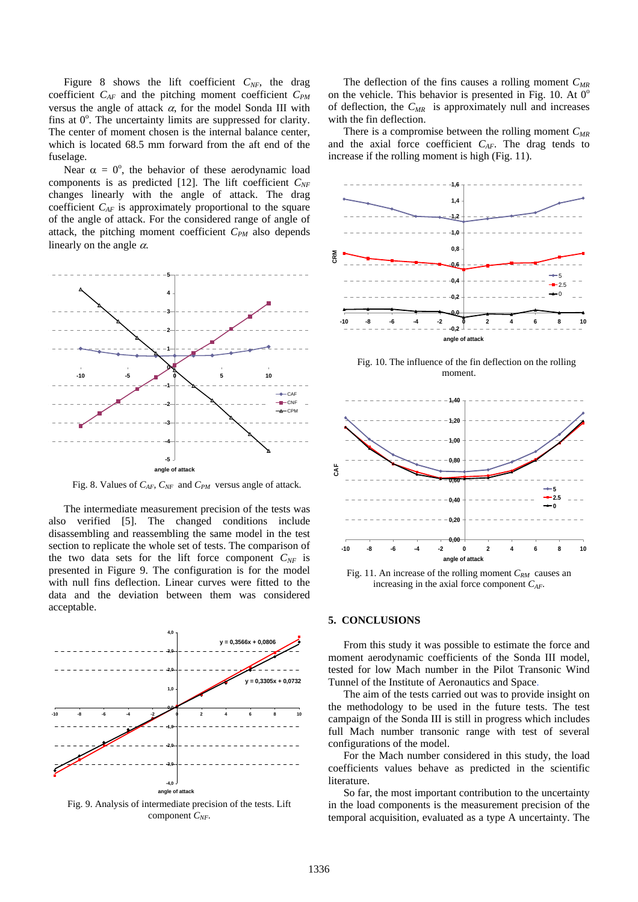Figure 8 shows the lift coefficient $C_{NF}$, the drag coefficient $C_{AF}$ and the pitching moment coefficient $C_{PM}$ versus the angle of attack $\alpha$, for the model Sonda III with fins at $0^o$. The uncertainty limits are suppressed for clarity. The center of moment chosen is the internal balance center, which is located 68.5 mm forward from the aft end of the fuselage.

Near $\alpha = 0^o$, the behavior of these aerodynamic load components is as predicted [12]. The lift coefficient $C_{NF}$ changes linearly with the angle of attack. The drag coefficient $C_{AF}$ is approximately proportional to the square of the angle of attack. For the considered range of angle of attack, the pitching moment coefficient $C_{PM}$ also depends linearly on the angle $\alpha$.

Fig. 8. Values of $C_{AF}$, $C_{NF}$ and $C_{PM}$ versus angle of attack.

The intermediate measurement precision of the tests was also verified [5]. The changed conditions include disassembling and reassembling the same model in the test section to replicate the whole set of tests. The comparison of the two data sets for the lift force component $C_{NF}$ is presented in Figure 9. The configuration is for the model with null fins deflection. Linear curves were fitted to the data and the deviation between them was considered acceptable.

Fig. 9. Analysis of intermediate precision of the tests. Lift component $C_{NF}$.

The deflection of the fins causes a rolling moment $C_{MR}$ on the vehicle. This behavior is presented in Fig. 10. At $0^o$ of deflection, the $C_{MR}$ is approximately null and increases with the fin deflection.

There is a compromise between the rolling moment $C_{MR}$ and the axial force coefficient $C_{AF}$. The drag tends to increase if the rolling moment is high (Fig. 11).

Fig. 10. The influence of the fin deflection on the rolling moment.

Fig. 11. An increase of the rolling moment $C_{RM}$ causes an increasing in the axial force component $C_{AF}$.

## 5. CONCLUSIONS

From this study it was possible to estimate the force and moment aerodynamic coefficients of the Sonda III model, tested for low Mach number in the Pilot Transonic Wind Tunnel of the Institute of Aeronautics and Space.

The aim of the tests carried out was to provide insight on the methodology to be used in the future tests. The test campaign of the Sonda III is still in progress which includes full Mach number transonic range with test of several configurations of the model.

For the Mach number considered in this study, the load coefficients values behave as predicted in the scientific literature.

So far, the most important contribution to the uncertainty in the load components is the measurement precision of the temporal acquisition, evaluated as a type A uncertainty. The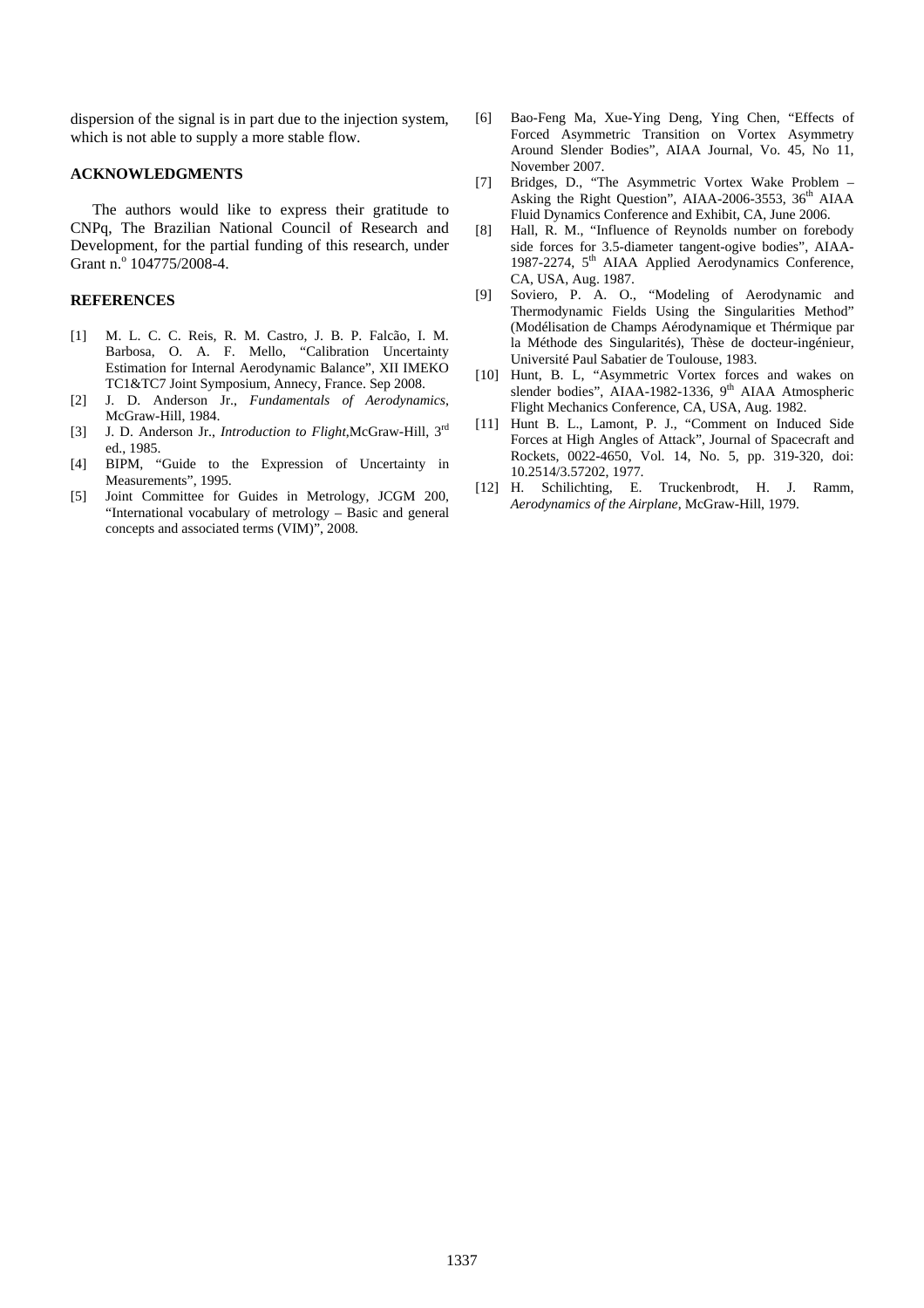dispersion of the signal is in part due to the injection system, which is not able to supply a more stable flow.

## ACKNOWLEDGMENTS

The authors would like to express their gratitude to CNPq, The Brazilian National Council of Research and Development, for the partial funding of this research, under Grant n.º 104775/2008-4.

## REFERENCES

[1] M. L. C. C. Reis, R. M. Castro, J. B. P. Falcão, I. M. Barbosa, O. A. F. Mello, "Calibration Uncertainty Estimation for Internal Aerodynamic Balance", XII IMEKO TC1&TC7 Joint Symposium, Annecy, France. Sep 2008.

[2] J. D. Anderson Jr., *Fundamentals of Aerodynamics*, McGraw-Hill, 1984.

[3] J. D. Anderson Jr., *Introduction to Flight*,McGraw-Hill, 3rd ed., 1985.

[4] BIPM, "Guide to the Expression of Uncertainty in Measurements", 1995.

[5] Joint Committee for Guides in Metrology, JCGM 200, "International vocabulary of metrology – Basic and general concepts and associated terms (VIM)", 2008.

[6] Bao-Feng Ma, Xue-Ying Deng, Ying Chen, "Effects of Forced Asymmetric Transition on Vortex Asymmetry Around Slender Bodies", AIAA Journal, Vo. 45, No 11, November 2007.

[7] Bridges, D., "The Asymmetric Vortex Wake Problem – Asking the Right Question", AIAA-2006-3553, 36th AIAA Fluid Dynamics Conference and Exhibit, CA, June 2006.

[8] Hall, R. M., "Influence of Reynolds number on forebody side forces for 3.5-diameter tangent-ogive bodies", AIAA-1987-2274, 5th AIAA Applied Aerodynamics Conference, CA, USA, Aug. 1987.

[9] Soviero, P. A. O., "Modeling of Aerodynamic and Thermodynamic Fields Using the Singularities Method" (Modélisation de Champs Aérodynamique et Thérmique par la Méthode des Singularités), Thèse de docteur-ingénieur, Université Paul Sabatier de Toulouse, 1983.

[10] Hunt, B. L, "Asymmetric Vortex forces and wakes on slender bodies", AIAA-1982-1336, 9th AIAA Atmospheric Flight Mechanics Conference, CA, USA, Aug. 1982.

[11] Hunt B. L., Lamont, P. J., "Comment on Induced Side Forces at High Angles of Attack", Journal of Spacecraft and Rockets, 0022-4650, Vol. 14, No. 5, pp. 319-320, doi: 10.2514/3.57202, 1977.

[12] H. Schilichting, E. Truckenbrodt, H. J. Ramm, *Aerodynamics of the Airplane*, McGraw-Hill, 1979.